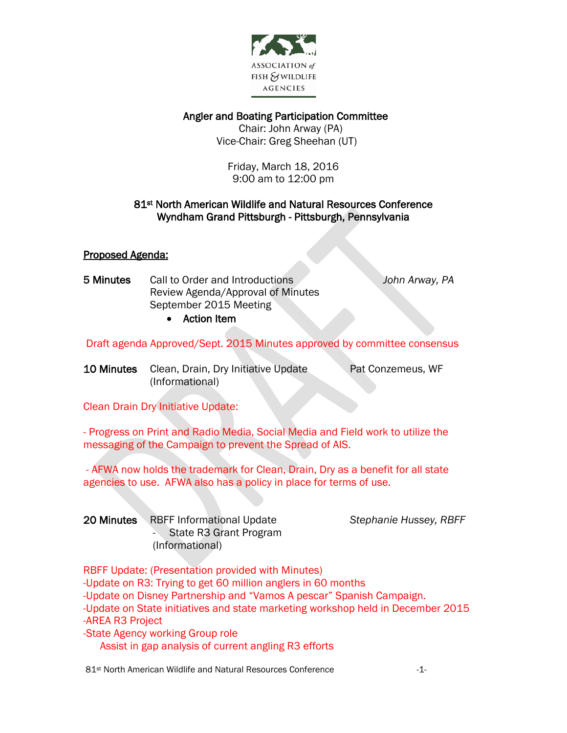ASSOCIATION of FISH & WILDLIFE AGENCIES

**Angler and Boating Participation Committee**
Chair: John Arway (PA)
Vice-Chair: Greg Sheehan (UT)

Friday, March 18, 2016
9:00 am to 12:00 pm

**81st North American Wildlife and Natural Resources Conference**
**Wyndham Grand Pittsburgh - Pittsburgh, Pennsylvania**

**Proposed Agenda:**

**5 Minutes** Call to Order and Introductions — *John Arway, PA*
Review Agenda/Approval of Minutes
September 2015 Meeting

- **Action Item**

Draft agenda Approved/Sept. 2015 Minutes approved by committee consensus

**10 Minutes** Clean, Drain, Dry Initiative Update (Informational) — Pat Conzemeus, WF

Clean Drain Dry Initiative Update:

- Progress on Print and Radio Media, Social Media and Field work to utilize the messaging of the Campaign to prevent the Spread of AIS.

- AFWA now holds the trademark for Clean, Drain, Dry as a benefit for all state agencies to use. AFWA also has a policy in place for terms of use.

**20 Minutes** RBFF Informational Update — *Stephanie Hussey, RBFF*
- State R3 Grant Program
(Informational)

RBFF Update: (Presentation provided with Minutes)
-Update on R3: Trying to get 60 million anglers in 60 months
-Update on Disney Partnership and "Vamos A pescar" Spanish Campaign.
-Update on State initiatives and state marketing workshop held in December 2015
-AREA R3 Project
-State Agency working Group role
Assist in gap analysis of current angling R3 efforts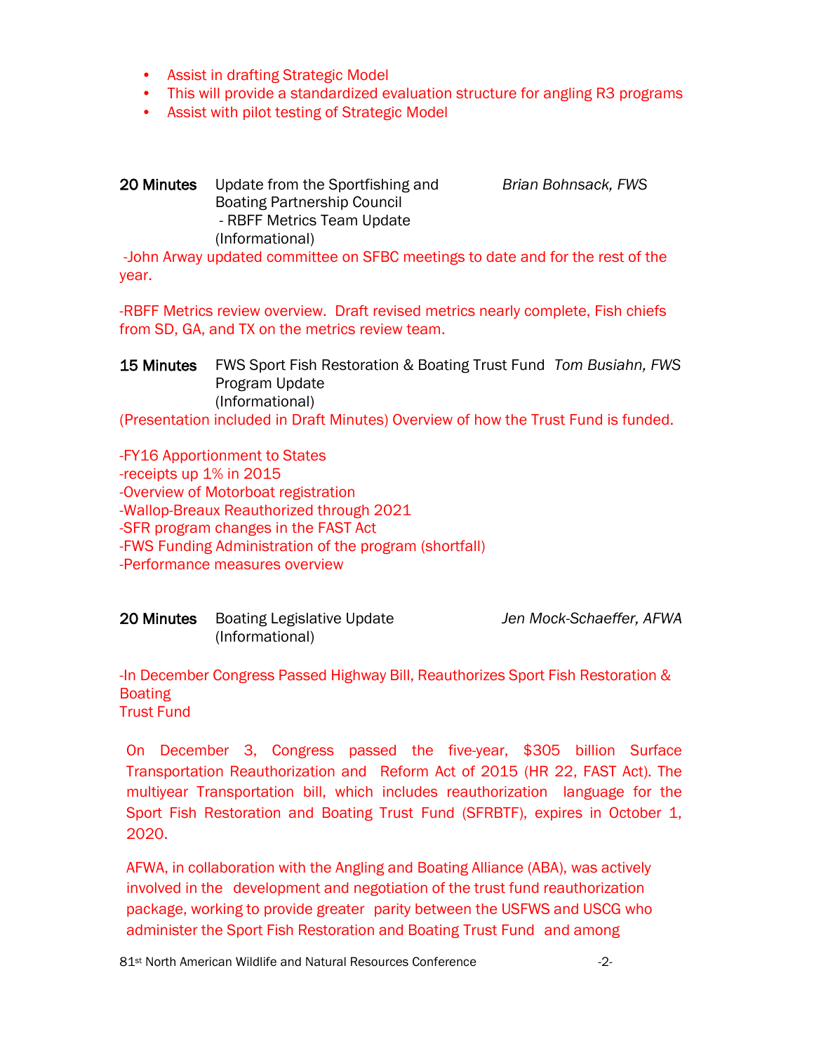- Assist in drafting Strategic Model
- This will provide a standardized evaluation structure for angling R3 programs
- Assist with pilot testing of Strategic Model

**20 Minutes** Update from the Sportfishing and Boating Partnership Council *Brian Bohnsack, FWS*
- RBFF Metrics Team Update
(Informational)

-John Arway updated committee on SFBC meetings to date and for the rest of the year.

-RBFF Metrics review overview. Draft revised metrics nearly complete, Fish chiefs from SD, GA, and TX on the metrics review team.

**15 Minutes** FWS Sport Fish Restoration & Boating Trust Fund Program Update *Tom Busiahn, FWS*
(Informational)

(Presentation included in Draft Minutes) Overview of how the Trust Fund is funded.

-FY16 Apportionment to States
-receipts up 1% in 2015
-Overview of Motorboat registration
-Wallop-Breaux Reauthorized through 2021
-SFR program changes in the FAST Act
-FWS Funding Administration of the program (shortfall)
-Performance measures overview

**20 Minutes** Boating Legislative Update *Jen Mock-Schaeffer, AFWA*
(Informational)

-In December Congress Passed Highway Bill, Reauthorizes Sport Fish Restoration & Boating
Trust Fund

On December 3, Congress passed the five-year, $305 billion Surface Transportation Reauthorization and Reform Act of 2015 (HR 22, FAST Act). The multiyear Transportation bill, which includes reauthorization language for the Sport Fish Restoration and Boating Trust Fund (SFRBTF), expires in October 1, 2020.

AFWA, in collaboration with the Angling and Boating Alliance (ABA), was actively involved in the development and negotiation of the trust fund reauthorization package, working to provide greater parity between the USFWS and USCG who administer the Sport Fish Restoration and Boating Trust Fund and among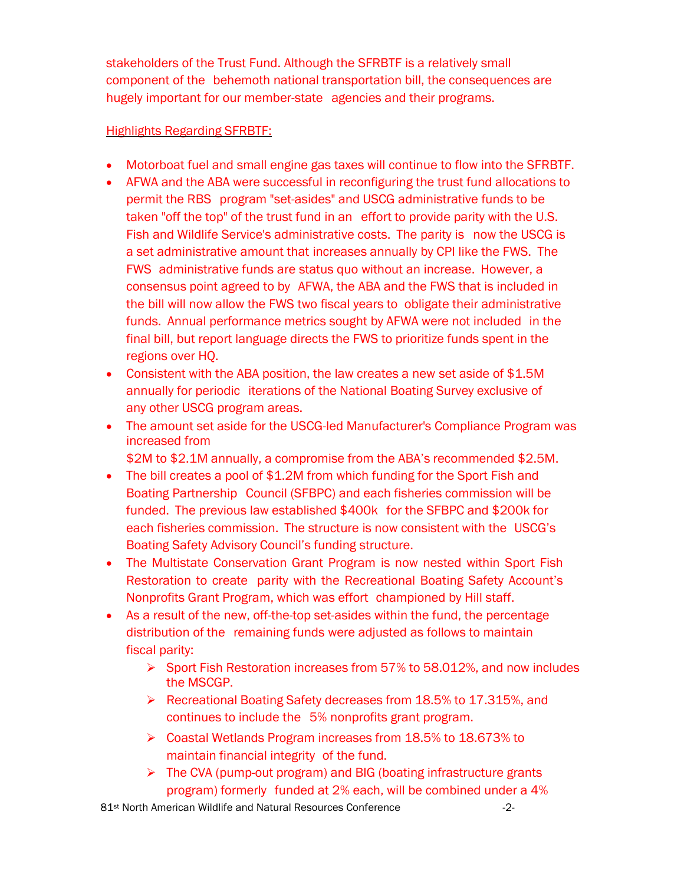stakeholders of the Trust Fund. Although the SFRBTF is a relatively small component of the behemoth national transportation bill, the consequences are hugely important for our member-state agencies and their programs.

Highlights Regarding SFRBTF:

- Motorboat fuel and small engine gas taxes will continue to flow into the SFRBTF.
- AFWA and the ABA were successful in reconfiguring the trust fund allocations to permit the RBS program "set-asides" and USCG administrative funds to be taken "off the top" of the trust fund in an effort to provide parity with the U.S. Fish and Wildlife Service's administrative costs. The parity is now the USCG is a set administrative amount that increases annually by CPI like the FWS. The FWS administrative funds are status quo without an increase. However, a consensus point agreed to by AFWA, the ABA and the FWS that is included in the bill will now allow the FWS two fiscal years to obligate their administrative funds. Annual performance metrics sought by AFWA were not included in the final bill, but report language directs the FWS to prioritize funds spent in the regions over HQ.
- Consistent with the ABA position, the law creates a new set aside of $1.5M annually for periodic iterations of the National Boating Survey exclusive of any other USCG program areas.
- The amount set aside for the USCG-led Manufacturer's Compliance Program was increased from $2M to $2.1M annually, a compromise from the ABA's recommended $2.5M.
- The bill creates a pool of $1.2M from which funding for the Sport Fish and Boating Partnership Council (SFBPC) and each fisheries commission will be funded. The previous law established $400k for the SFBPC and $200k for each fisheries commission. The structure is now consistent with the USCG's Boating Safety Advisory Council's funding structure.
- The Multistate Conservation Grant Program is now nested within Sport Fish Restoration to create parity with the Recreational Boating Safety Account's Nonprofits Grant Program, which was effort championed by Hill staff.
- As a result of the new, off-the-top set-asides within the fund, the percentage distribution of the remaining funds were adjusted as follows to maintain fiscal parity:
    - Sport Fish Restoration increases from 57% to 58.012%, and now includes the MSCGP.
    - Recreational Boating Safety decreases from 18.5% to 17.315%, and continues to include the 5% nonprofits grant program.
    - Coastal Wetlands Program increases from 18.5% to 18.673% to maintain financial integrity of the fund.
    - The CVA (pump-out program) and BIG (boating infrastructure grants program) formerly funded at 2% each, will be combined under a 4%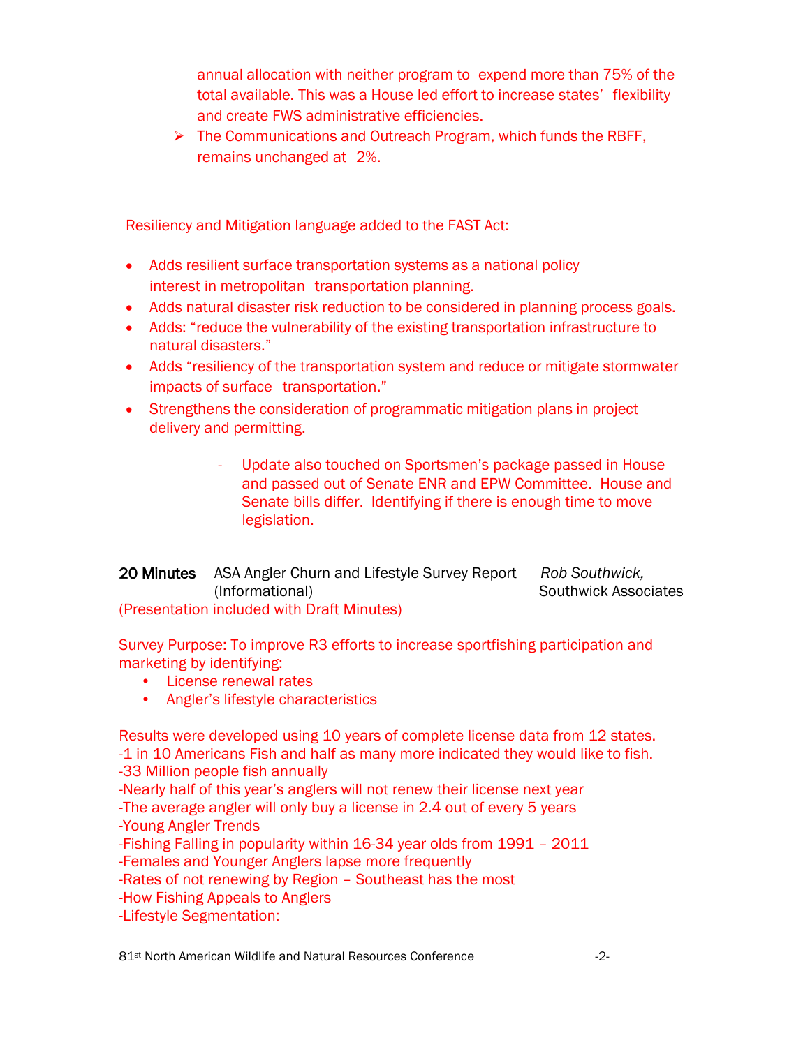annual allocation with neither program to expend more than 75% of the total available. This was a House led effort to increase states' flexibility and create FWS administrative efficiencies.

- The Communications and Outreach Program, which funds the RBFF, remains unchanged at 2%.

<u>Resiliency and Mitigation language added to the FAST Act:</u>

- Adds resilient surface transportation systems as a national policy interest in metropolitan transportation planning.
- Adds natural disaster risk reduction to be considered in planning process goals.
- Adds: "reduce the vulnerability of the existing transportation infrastructure to natural disasters."
- Adds "resiliency of the transportation system and reduce or mitigate stormwater impacts of surface transportation."
- Strengthens the consideration of programmatic mitigation plans in project delivery and permitting.

  - Update also touched on Sportsmen's package passed in House and passed out of Senate ENR and EPW Committee. House and Senate bills differ. Identifying if there is enough time to move legislation.

**20 Minutes** ASA Angler Churn and Lifestyle Survey Report (Informational) — *Rob Southwick,* Southwick Associates

(Presentation included with Draft Minutes)

Survey Purpose: To improve R3 efforts to increase sportfishing participation and marketing by identifying:

- License renewal rates
- Angler's lifestyle characteristics

Results were developed using 10 years of complete license data from 12 states.

-1 in 10 Americans Fish and half as many more indicated they would like to fish.

-33 Million people fish annually

-Nearly half of this year's anglers will not renew their license next year

-The average angler will only buy a license in 2.4 out of every 5 years

-Young Angler Trends

-Fishing Falling in popularity within 16-34 year olds from 1991 – 2011

-Females and Younger Anglers lapse more frequently

-Rates of not renewing by Region – Southeast has the most

-How Fishing Appeals to Anglers

-Lifestyle Segmentation: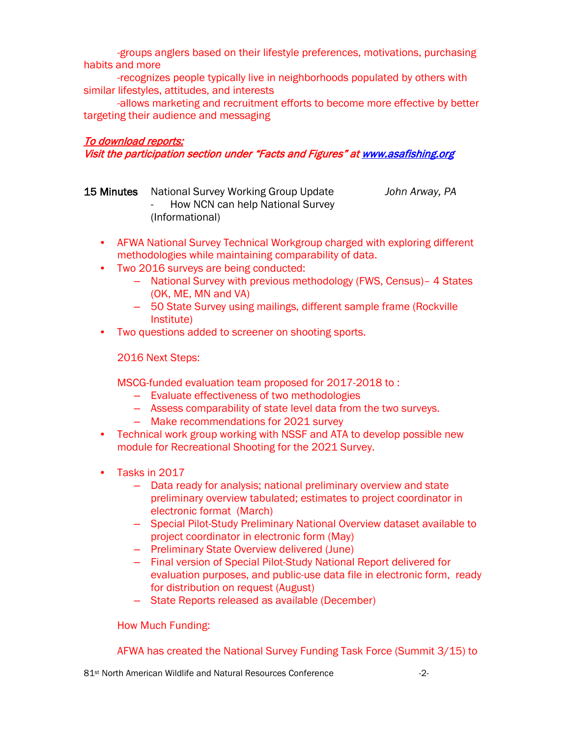-groups anglers based on their lifestyle preferences, motivations, purchasing habits and more

-recognizes people typically live in neighborhoods populated by others with similar lifestyles, attitudes, and interests

-allows marketing and recruitment efforts to become more effective by better targeting their audience and messaging

***To download reports:***
***Visit the participation section under "Facts and Figures" at [www.asafishing.org](www.asafishing.org)***

**15 Minutes** National Survey Working Group Update — *John Arway, PA*
- How NCN can help National Survey

(Informational)

- AFWA National Survey Technical Workgroup charged with exploring different methodologies while maintaining comparability of data.
- Two 2016 surveys are being conducted:
  - National Survey with previous methodology (FWS, Census)– 4 States (OK, ME, MN and VA)
  - 50 State Survey using mailings, different sample frame (Rockville Institute)
- Two questions added to screener on shooting sports.

  2016 Next Steps:

  MSCG-funded evaluation team proposed for 2017-2018 to :
  - Evaluate effectiveness of two methodologies
  - Assess comparability of state level data from the two surveys.
  - Make recommendations for 2021 survey
- Technical work group working with NSSF and ATA to develop possible new module for Recreational Shooting for the 2021 Survey.

- Tasks in 2017
  - Data ready for analysis; national preliminary overview and state preliminary overview tabulated; estimates to project coordinator in electronic format (March)
  - Special Pilot-Study Preliminary National Overview dataset available to project coordinator in electronic form (May)
  - Preliminary State Overview delivered (June)
  - Final version of Special Pilot-Study National Report delivered for evaluation purposes, and public-use data file in electronic form, ready for distribution on request (August)
  - State Reports released as available (December)

  How Much Funding:

  AFWA has created the National Survey Funding Task Force (Summit 3/15) to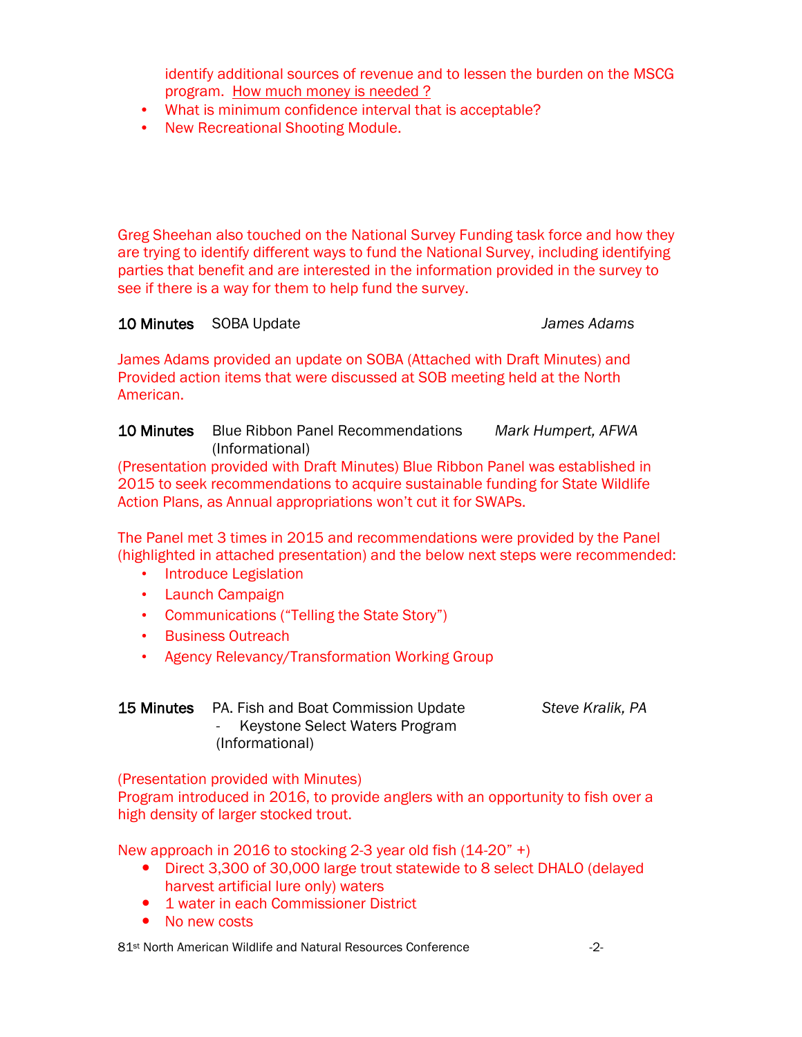identify additional sources of revenue and to lessen the burden on the MSCG program. How much money is needed ?

- What is minimum confidence interval that is acceptable?
- New Recreational Shooting Module.

Greg Sheehan also touched on the National Survey Funding task force and how they are trying to identify different ways to fund the National Survey, including identifying parties that benefit and are interested in the information provided in the survey to see if there is a way for them to help fund the survey.

**10 Minutes** SOBA Update *James Adams*

James Adams provided an update on SOBA (Attached with Draft Minutes) and Provided action items that were discussed at SOB meeting held at the North American.

**10 Minutes** Blue Ribbon Panel Recommendations (Informational) *Mark Humpert, AFWA*

(Presentation provided with Draft Minutes) Blue Ribbon Panel was established in 2015 to seek recommendations to acquire sustainable funding for State Wildlife Action Plans, as Annual appropriations won't cut it for SWAPs.

The Panel met 3 times in 2015 and recommendations were provided by the Panel (highlighted in attached presentation) and the below next steps were recommended:

- Introduce Legislation
- Launch Campaign
- Communications ("Telling the State Story")
- Business Outreach
- Agency Relevancy/Transformation Working Group

**15 Minutes** PA. Fish and Boat Commission Update *Steve Kralik, PA*
- Keystone Select Waters Program (Informational)

(Presentation provided with Minutes)
Program introduced in 2016, to provide anglers with an opportunity to fish over a high density of larger stocked trout.

New approach in 2016 to stocking 2-3 year old fish (14-20" +)

- Direct 3,300 of 30,000 large trout statewide to 8 select DHALO (delayed harvest artificial lure only) waters
- 1 water in each Commissioner District
- No new costs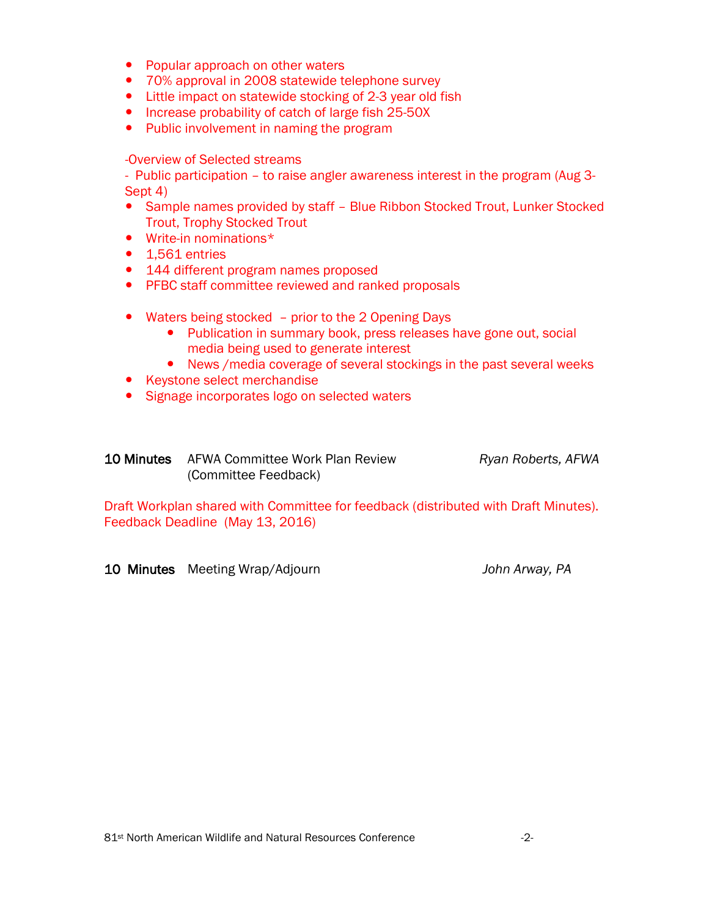- Popular approach on other waters
- 70% approval in 2008 statewide telephone survey
- Little impact on statewide stocking of 2-3 year old fish
- Increase probability of catch of large fish 25-50X
- Public involvement in naming the program

-Overview of Selected streams

- Public participation – to raise angler awareness interest in the program (Aug 3-Sept 4)

- Sample names provided by staff – Blue Ribbon Stocked Trout, Lunker Stocked Trout, Trophy Stocked Trout
- Write-in nominations*
- 1,561 entries
- 144 different program names proposed
- PFBC staff committee reviewed and ranked proposals

- Waters being stocked – prior to the 2 Opening Days
  - Publication in summary book, press releases have gone out, social media being used to generate interest
  - News /media coverage of several stockings in the past several weeks
- Keystone select merchandise
- Signage incorporates logo on selected waters

**10 Minutes** AFWA Committee Work Plan Review (Committee Feedback) — *Ryan Roberts, AFWA*

Draft Workplan shared with Committee for feedback (distributed with Draft Minutes). Feedback Deadline (May 13, 2016)

**10 Minutes** Meeting Wrap/Adjourn — *John Arway, PA*